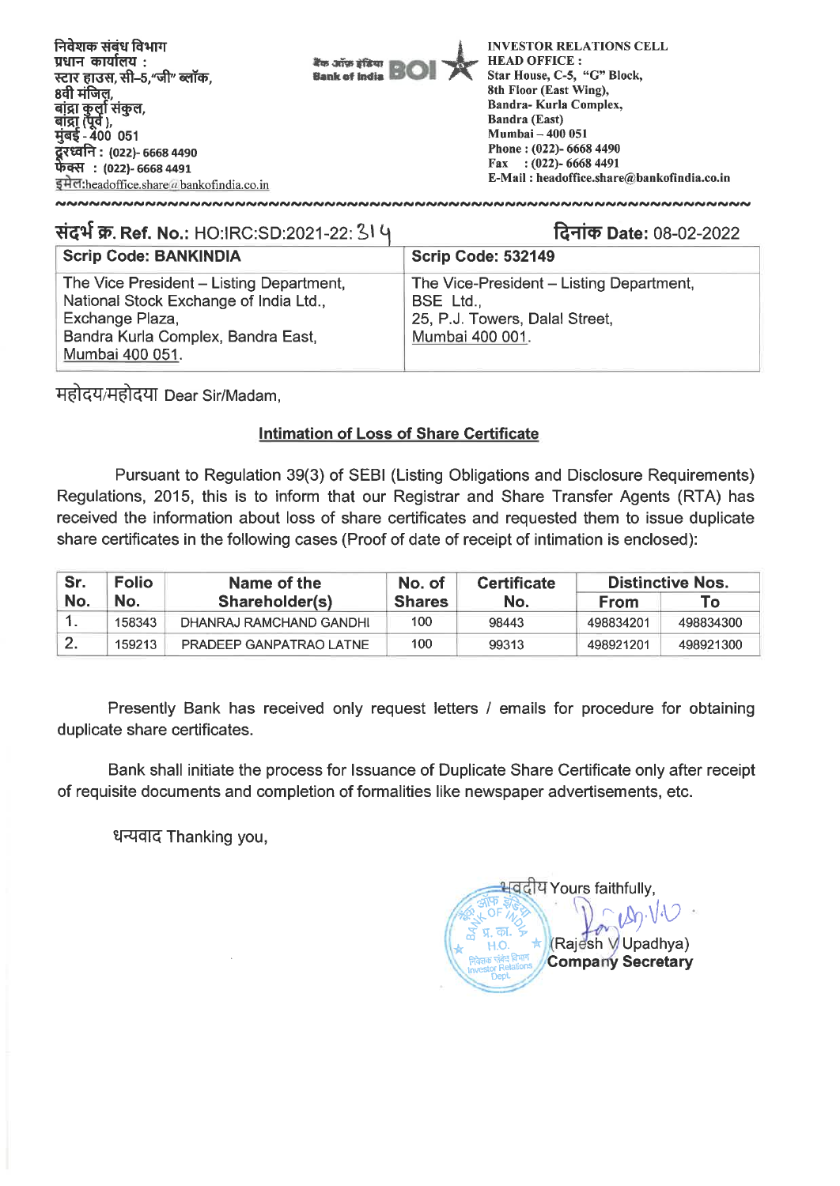निवेशक संबंध विभाग
प्रधान कार्यालय :
स्टार हाउस, सी–5,"जी" ब्लॉक,
8वी मंजिल,
बांद्रा कुर्ला संकुल,
बांद्रा (पूर्व ),
मुंबई - 400 051
दूरध्वनि : (022)- 6668 4490
फेक्स : (022)- 6668 4491
इमेल:headoffice.share@bankofindia.co.in

बैंक ऑफ इंडिया Bank of India BOI

INVESTOR RELATIONS CELL
HEAD OFFICE :
Star House, C-5, "G" Block,
8th Floor (East Wing),
Bandra- Kurla Complex,
Bandra (East)
Mumbai – 400 051
Phone : (022)- 6668 4490
Fax : (022)- 6668 4491
E-Mail : headoffice.share@bankofindia.co.in

संदर्भ क्र. Ref. No.: HO:IRC:SD:2021-22: 314

दिनांक Date: 08-02-2022

| Scrip Code: BANKINDIA | Scrip Code: 532149 |
|---|---|
| The Vice President – Listing Department, National Stock Exchange of India Ltd., Exchange Plaza, Bandra Kurla Complex, Bandra East, Mumbai 400 051. | The Vice-President – Listing Department, BSE Ltd., 25, P.J. Towers, Dalal Street, Mumbai 400 001. |

महोदय/महोदया Dear Sir/Madam,

**Intimation of Loss of Share Certificate**

Pursuant to Regulation 39(3) of SEBI (Listing Obligations and Disclosure Requirements) Regulations, 2015, this is to inform that our Registrar and Share Transfer Agents (RTA) has received the information about loss of share certificates and requested them to issue duplicate share certificates in the following cases (Proof of date of receipt of intimation is enclosed):

| Sr. No. | Folio No. | Name of the Shareholder(s) | No. of Shares | Certificate No. | Distinctive Nos. | |
|---|---|---|---|---|---|---|
| | | | | | From | To |
| 1. | 158343 | DHANRAJ RAMCHAND GANDHI | 100 | 98443 | 498834201 | 498834300 |
| 2. | 159213 | PRADEEP GANPATRAO LATNE | 100 | 99313 | 498921201 | 498921300 |

Presently Bank has received only request letters / emails for procedure for obtaining duplicate share certificates.

Bank shall initiate the process for Issuance of Duplicate Share Certificate only after receipt of requisite documents and completion of formalities like newspaper advertisements, etc.

धन्यवाद Thanking you,

भवदीय Yours faithfully,

(Rajesh V Upadhya)
**Company Secretary**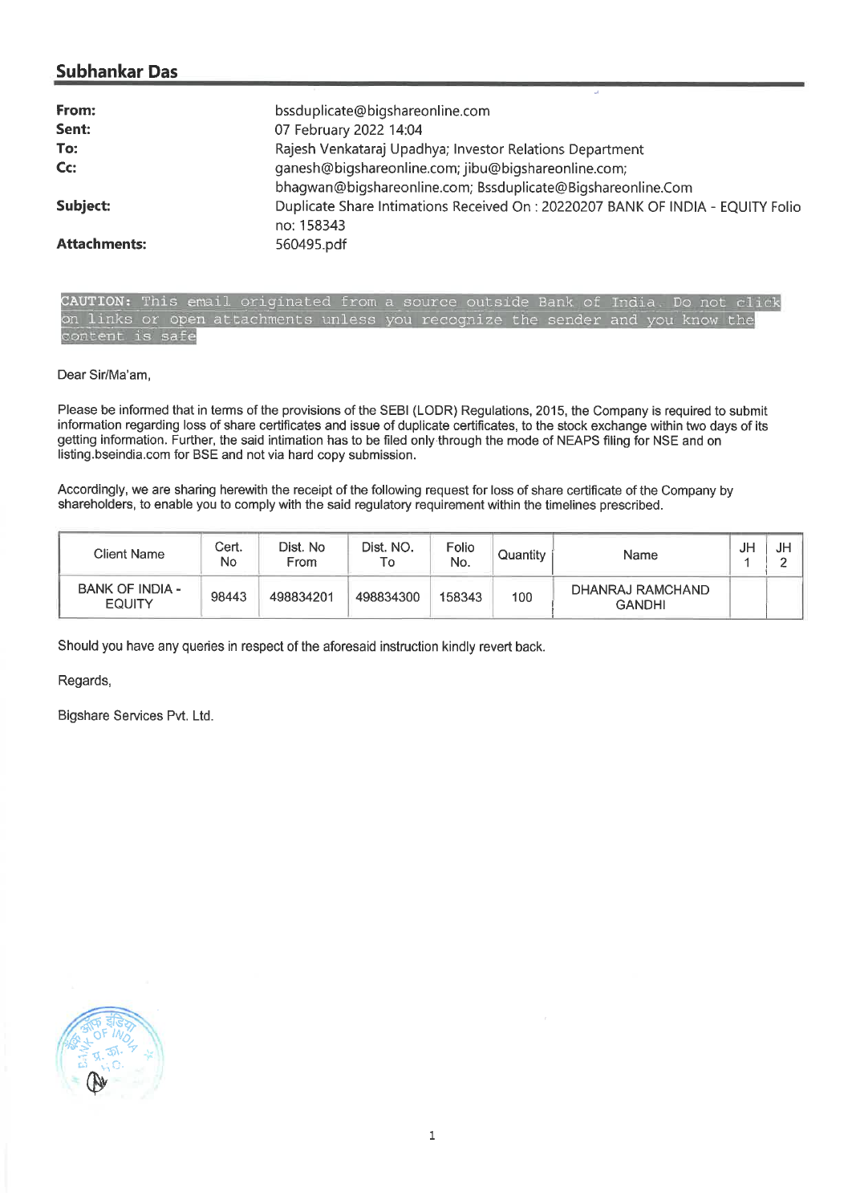## Subhankar Das

**From:** bssduplicate@bigshareonline.com
**Sent:** 07 February 2022 14:04
**To:** Rajesh Venkataraj Upadhya; Investor Relations Department
**Cc:** ganesh@bigshareonline.com; jibu@bigshareonline.com; bhagwan@bigshareonline.com; Bssduplicate@Bigshareonline.Com
**Subject:** Duplicate Share Intimations Received On : 20220207 BANK OF INDIA - EQUITY Folio no: 158343
**Attachments:** 560495.pdf

CAUTION: This email originated from a source outside Bank of India. Do not click on links or open attachments unless you recognize the sender and you know the content is safe

Dear Sir/Ma'am,

Please be informed that in terms of the provisions of the SEBI (LODR) Regulations, 2015, the Company is required to submit information regarding loss of share certificates and issue of duplicate certificates, to the stock exchange within two days of its getting information. Further, the said intimation has to be filed only through the mode of NEAPS filing for NSE and on listing.bseindia.com for BSE and not via hard copy submission.

Accordingly, we are sharing herewith the receipt of the following request for loss of share certificate of the Company by shareholders, to enable you to comply with the said regulatory requirement within the timelines prescribed.

| Client Name | Cert. No | Dist. No From | Dist. NO. To | Folio No. | Quantity | Name | JH 1 | JH 2 |
|---|---|---|---|---|---|---|---|---|
| BANK OF INDIA - EQUITY | 98443 | 498834201 | 498834300 | 158343 | 100 | DHANRAJ RAMCHAND GANDHI | | |

Should you have any queries in respect of the aforesaid instruction kindly revert back.

Regards,

Bigshare Services Pvt. Ltd.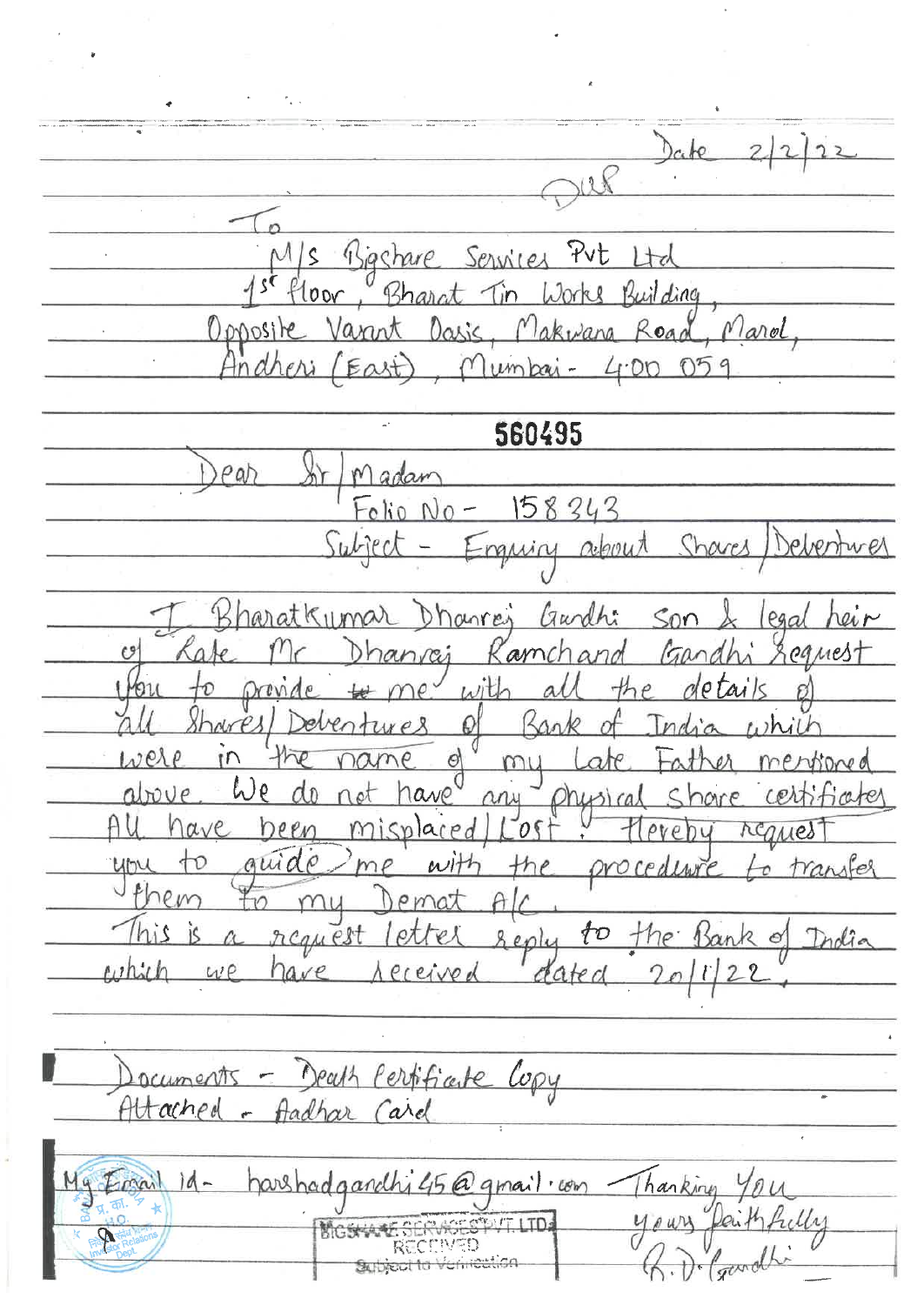Date 2/2/22

DUP

To
M/s Bigshare Services Pvt Ltd
1st floor, Bharat Tin Works Building,
Opposite Vasant Oasis, Makwana Road, Marol,
Andheri (East), Mumbai - 400 059

560495

Dear Sir/Madam

Folio No - 158343

Subject - Enquiry about Shares/Debentures

I Bharatkumar Dhanraj Gandhi son & legal heir of Late Mr Dhanraj Ramchand Gandhi Request you to provide me with all the details of all Shares/Debentures of Bank of India which were in the name of my Late Father mentioned above. We do not have any physical share certificates. All have been misplaced/Lost. Hereby request you to guide me with the procedure to transfer them to my Demat A/c.

This is a request letter reply to the Bank of India which we have received dated 20/1/22.

Documents - Death Certificate Copy
Attached - Aadhar Card

My Email id - harshadgandhi45@gmail.com

Thanking You
yours faithfully
B. D. Gandhi

BIGSHARE SERVICES PVT LTD
RECEIVED
Subject to Verification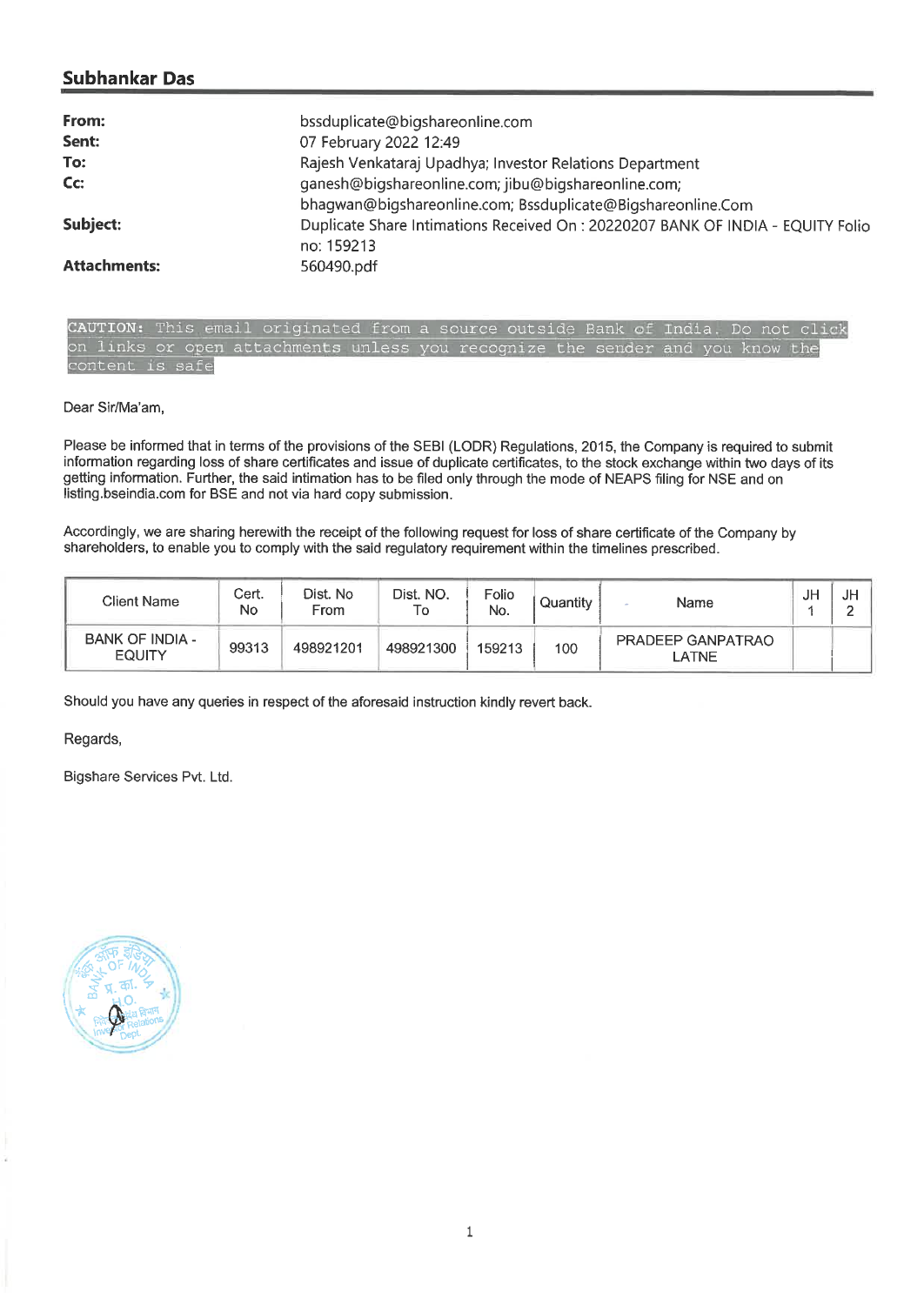## Subhankar Das

| | |
|---|---|
| **From:** | bssduplicate@bigshareonline.com |
| **Sent:** | 07 February 2022 12:49 |
| **To:** | Rajesh Venkataraj Upadhya; Investor Relations Department |
| **Cc:** | ganesh@bigshareonline.com; jibu@bigshareonline.com; bhagwan@bigshareonline.com; Bssduplicate@Bigshareonline.Com |
| **Subject:** | Duplicate Share Intimations Received On : 20220207 BANK OF INDIA - EQUITY Folio no: 159213 |
| **Attachments:** | 560490.pdf |

CAUTION: This email originated from a source outside Bank of India. Do not click on links or open attachments unless you recognize the sender and you know the content is safe

Dear Sir/Ma'am,

Please be informed that in terms of the provisions of the SEBI (LODR) Regulations, 2015, the Company is required to submit information regarding loss of share certificates and issue of duplicate certificates, to the stock exchange within two days of its getting information. Further, the said intimation has to be filed only through the mode of NEAPS filing for NSE and on listing.bseindia.com for BSE and not via hard copy submission.

Accordingly, we are sharing herewith the receipt of the following request for loss of share certificate of the Company by shareholders, to enable you to comply with the said regulatory requirement within the timelines prescribed.

| Client Name | Cert. No | Dist. No From | Dist. NO. To | Folio No. | Quantity | Name | JH 1 | JH 2 |
|---|---|---|---|---|---|---|---|---|
| BANK OF INDIA - EQUITY | 99313 | 498921201 | 498921300 | 159213 | 100 | PRADEEP GANPATRAO LATNE | | |

Should you have any queries in respect of the aforesaid instruction kindly revert back.

Regards,

Bigshare Services Pvt. Ltd.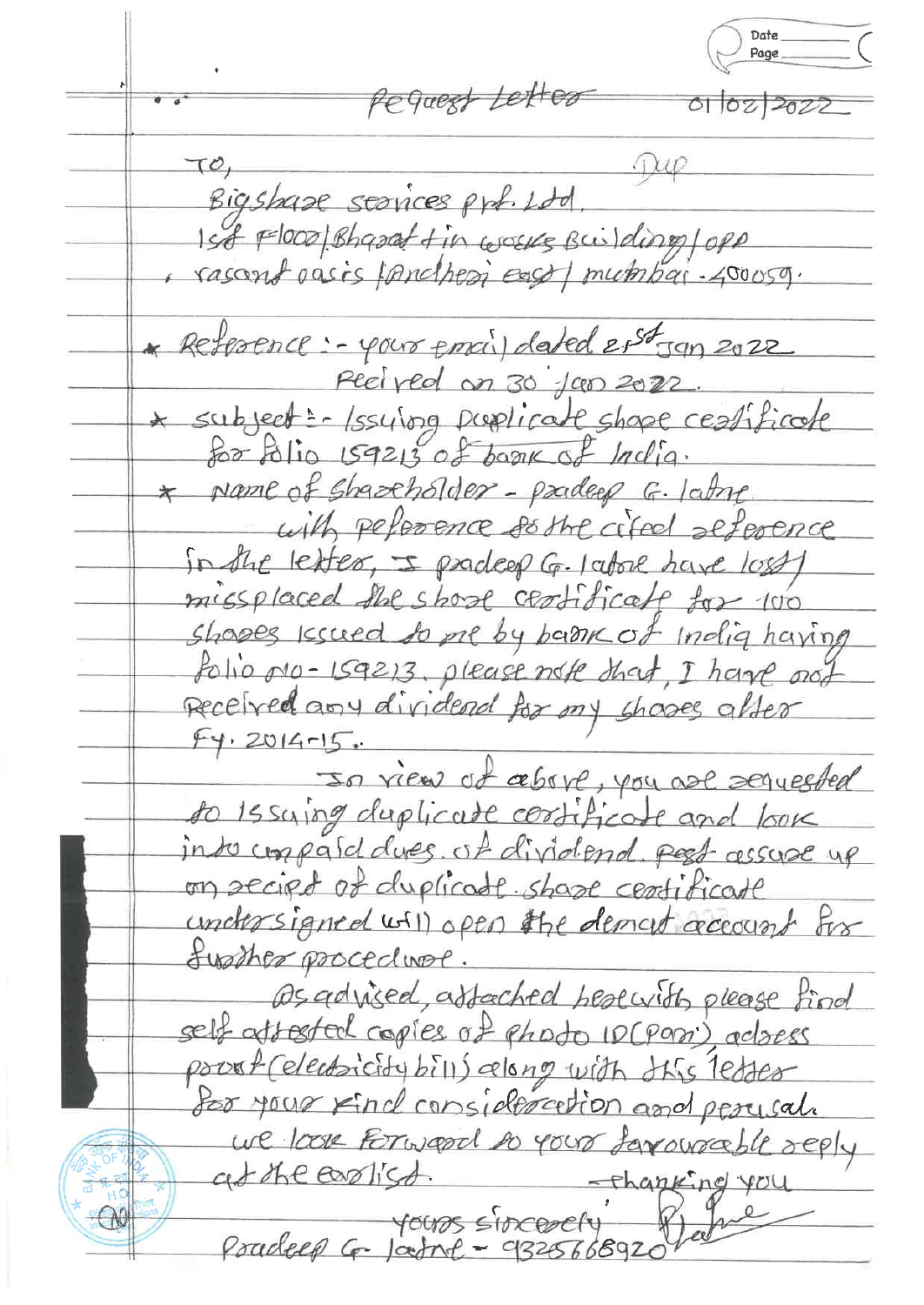Request Letter 01/02/2022

Dup

To,
Bigshare services pvt. Ltd.
1st Floor/Bharat tin works Building/opp
, vasant oasis /andheri east / mumbai - 400059.

* Reference :- your email dated 21st Jan 2022
  received on 30 Jan 2022.
* subject :- Issuing Duplicate share certificate
  for folio 159213 of bank of India.
* Name of Shareholder - pradeep G. ladne

with reference to the cited reference in the letter, I pradeep G. ladne have lost/ missplaced the share certificate for 100 shares issued to me by bank of India having folio no - 159213. please note that, I have not Received any dividend for my shares after F.Y. 2014-15.

In view of above, you are requested to issuing duplicate certificate and look into unpaid dues. of dividend. rest assure up on receipt of duplicate share certificate undersigned will open the demat account for further procedure.

As advised, attached herewith please find self attested copies of photo ID (pan), adress proof (electricity bill) along with this letter for your kind consideration and perusal.

we look forward to your favourable reply at the earlist.

- thanking you

yours sincerely

Pradeep G. ladne - 9325668920